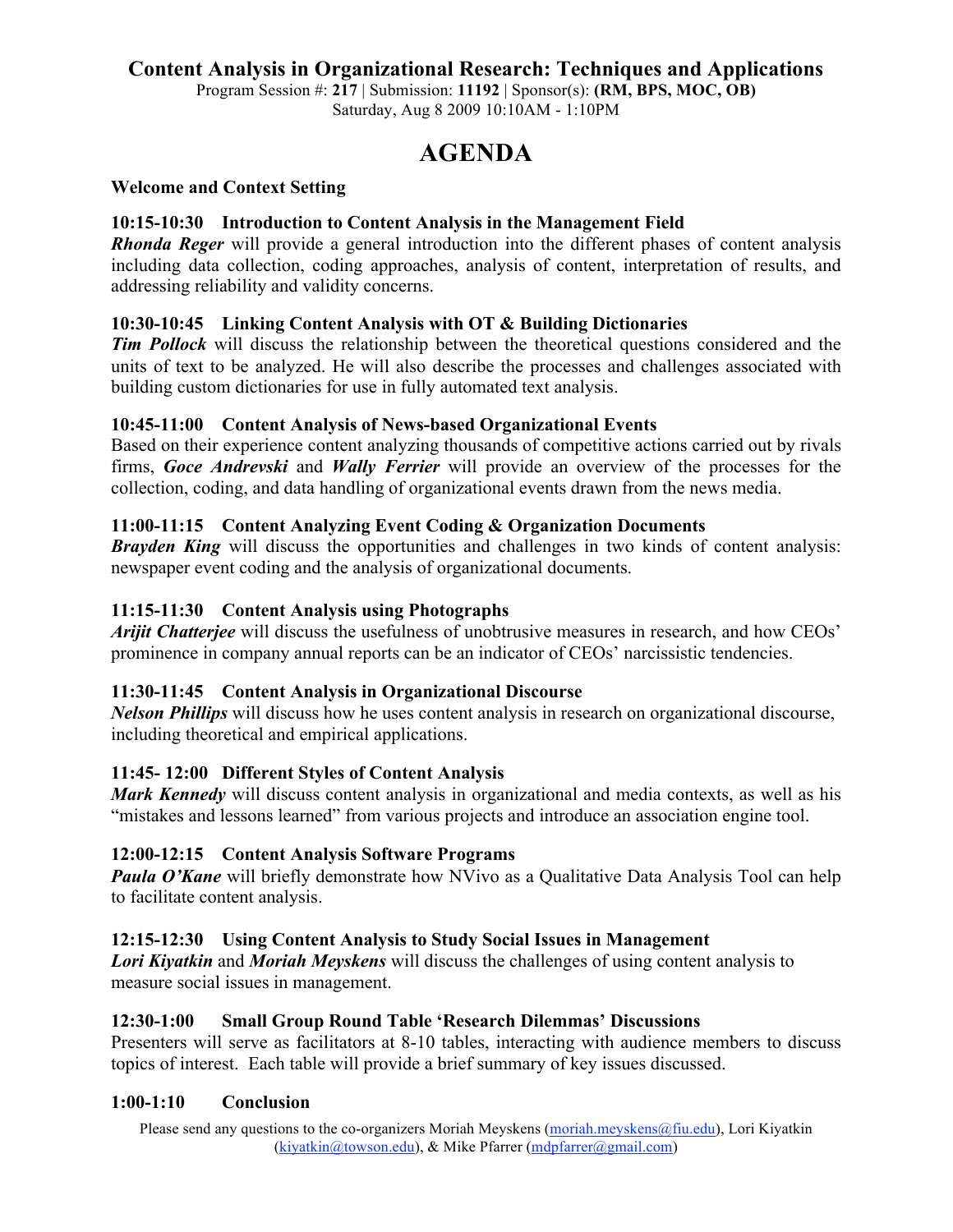# Content Analysis in Organizational Research: Techniques and Applications

Program Session #: **217** | Submission: **11192** | Sponsor(s): **(RM, BPS, MOC, OB)**
Saturday, Aug 8 2009 10:10AM - 1:10PM

## AGENDA

**Welcome and Context Setting**

### 10:15-10:30 Introduction to Content Analysis in the Management Field

***Rhonda Reger*** will provide a general introduction into the different phases of content analysis including data collection, coding approaches, analysis of content, interpretation of results, and addressing reliability and validity concerns.

### 10:30-10:45 Linking Content Analysis with OT & Building Dictionaries

***Tim Pollock*** will discuss the relationship between the theoretical questions considered and the units of text to be analyzed. He will also describe the processes and challenges associated with building custom dictionaries for use in fully automated text analysis.

### 10:45-11:00 Content Analysis of News-based Organizational Events

Based on their experience content analyzing thousands of competitive actions carried out by rivals firms, ***Goce Andrevski*** and ***Wally Ferrier*** will provide an overview of the processes for the collection, coding, and data handling of organizational events drawn from the news media.

### 11:00-11:15 Content Analyzing Event Coding & Organization Documents

***Brayden King*** will discuss the opportunities and challenges in two kinds of content analysis: newspaper event coding and the analysis of organizational documents.

### 11:15-11:30 Content Analysis using Photographs

***Arijit Chatterjee*** will discuss the usefulness of unobtrusive measures in research, and how CEOs' prominence in company annual reports can be an indicator of CEOs' narcissistic tendencies.

### 11:30-11:45 Content Analysis in Organizational Discourse

***Nelson Phillips*** will discuss how he uses content analysis in research on organizational discourse, including theoretical and empirical applications.

### 11:45- 12:00 Different Styles of Content Analysis

***Mark Kennedy*** will discuss content analysis in organizational and media contexts, as well as his "mistakes and lessons learned" from various projects and introduce an association engine tool.

### 12:00-12:15 Content Analysis Software Programs

***Paula O'Kane*** will briefly demonstrate how NVivo as a Qualitative Data Analysis Tool can help to facilitate content analysis.

### 12:15-12:30 Using Content Analysis to Study Social Issues in Management

***Lori Kiyatkin*** and ***Moriah Meyskens*** will discuss the challenges of using content analysis to measure social issues in management.

### 12:30-1:00 Small Group Round Table 'Research Dilemmas' Discussions

Presenters will serve as facilitators at 8-10 tables, interacting with audience members to discuss topics of interest. Each table will provide a brief summary of key issues discussed.

### 1:00-1:10 Conclusion

Please send any questions to the co-organizers Moriah Meyskens (moriah.meyskens@fiu.edu), Lori Kiyatkin (kiyatkin@towson.edu), & Mike Pfarrer (mdpfarrer@gmail.com)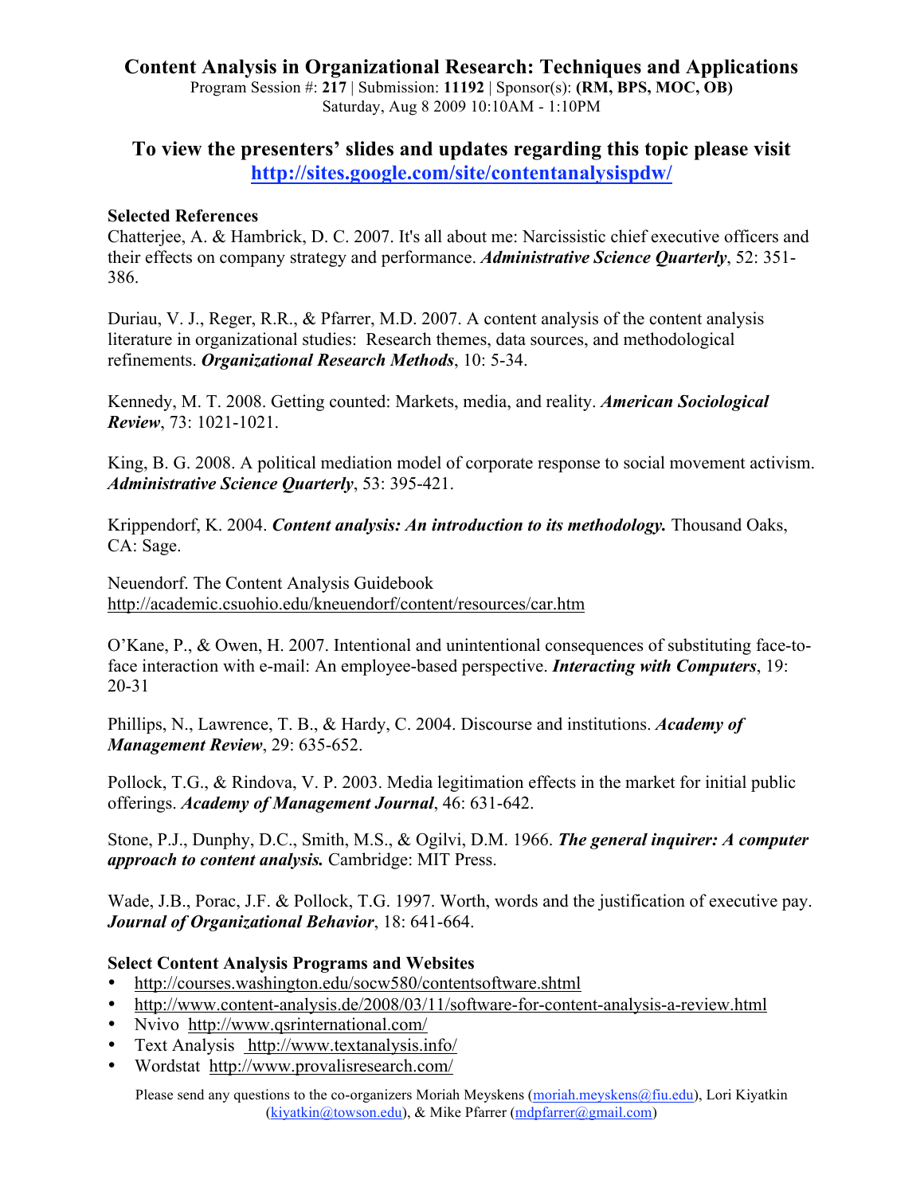# Content Analysis in Organizational Research: Techniques and Applications

Program Session #: **217** | Submission: **11192** | Sponsor(s): **(RM, BPS, MOC, OB)**
Saturday, Aug 8 2009 10:10AM - 1:10PM

## To view the presenters' slides and updates regarding this topic please visit http://sites.google.com/site/contentanalysispdw/

**Selected References**

Chatterjee, A. & Hambrick, D. C. 2007. It's all about me: Narcissistic chief executive officers and their effects on company strategy and performance. ***Administrative Science Quarterly***, 52: 351-386.

Duriau, V. J., Reger, R.R., & Pfarrer, M.D. 2007. A content analysis of the content analysis literature in organizational studies: Research themes, data sources, and methodological refinements. ***Organizational Research Methods***, 10: 5-34.

Kennedy, M. T. 2008. Getting counted: Markets, media, and reality. ***American Sociological Review***, 73: 1021-1021.

King, B. G. 2008. A political mediation model of corporate response to social movement activism. ***Administrative Science Quarterly***, 53: 395-421.

Krippendorf, K. 2004. ***Content analysis: An introduction to its methodology.*** Thousand Oaks, CA: Sage.

Neuendorf. The Content Analysis Guidebook
http://academic.csuohio.edu/kneuendorf/content/resources/car.htm

O'Kane, P., & Owen, H. 2007. Intentional and unintentional consequences of substituting face-to-face interaction with e-mail: An employee-based perspective. ***Interacting with Computers***, 19: 20-31

Phillips, N., Lawrence, T. B., & Hardy, C. 2004. Discourse and institutions. ***Academy of Management Review***, 29: 635-652.

Pollock, T.G., & Rindova, V. P. 2003. Media legitimation effects in the market for initial public offerings. ***Academy of Management Journal***, 46: 631-642.

Stone, P.J., Dunphy, D.C., Smith, M.S., & Ogilvi, D.M. 1966. ***The general inquirer: A computer approach to content analysis.*** Cambridge: MIT Press.

Wade, J.B., Porac, J.F. & Pollock, T.G. 1997. Worth, words and the justification of executive pay. ***Journal of Organizational Behavior***, 18: 641-664.

**Select Content Analysis Programs and Websites**

- http://courses.washington.edu/socw580/contentsoftware.shtml
- http://www.content-analysis.de/2008/03/11/software-for-content-analysis-a-review.html
- Nvivo http://www.qsrinternational.com/
- Text Analysis http://www.textanalysis.info/
- Wordstat http://www.provalisresearch.com/

Please send any questions to the co-organizers Moriah Meyskens (moriah.meyskens@fiu.edu), Lori Kiyatkin (kiyatkin@towson.edu), & Mike Pfarrer (mdpfarrer@gmail.com)